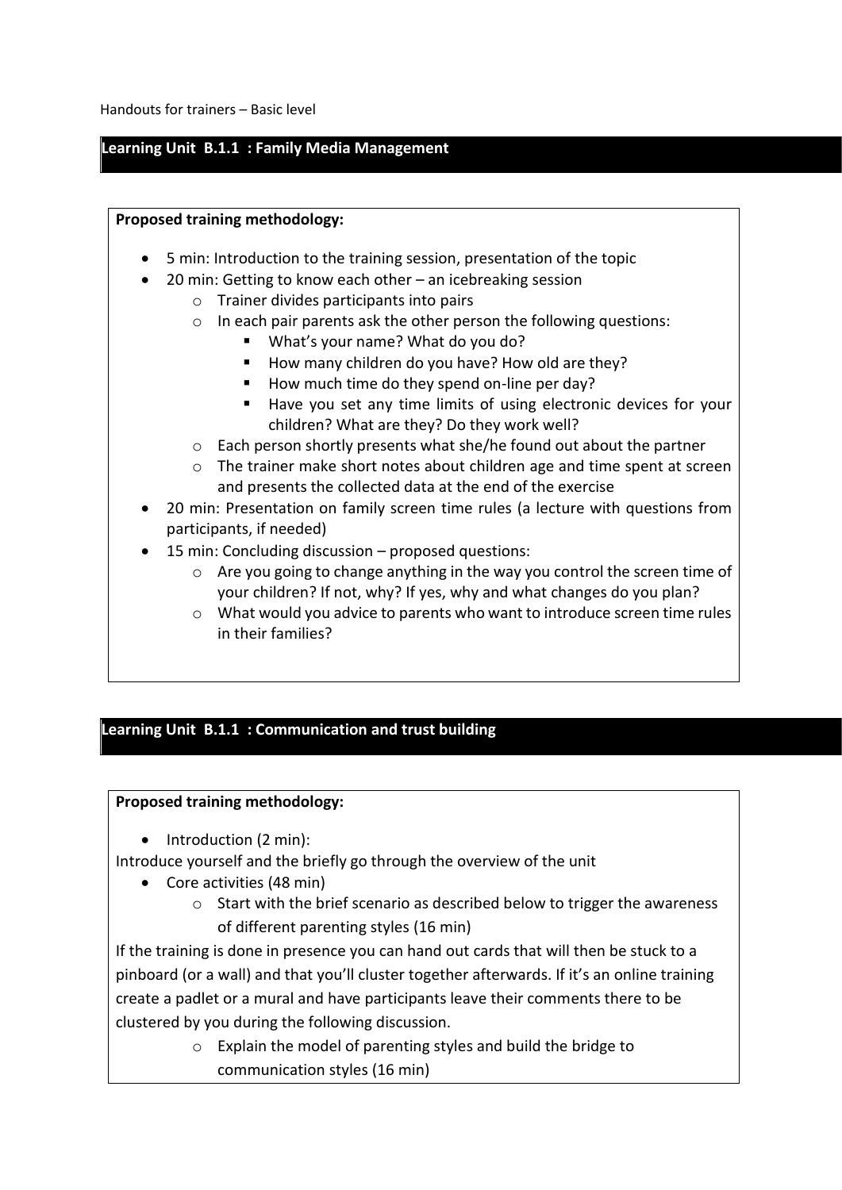Handouts for trainers – Basic level

## Learning Unit B.1.1 : Family Media Management

**Proposed training methodology:**

- 5 min: Introduction to the training session, presentation of the topic
- 20 min: Getting to know each other – an icebreaking session
  - Trainer divides participants into pairs
  - In each pair parents ask the other person the following questions:
    - What's your name? What do you do?
    - How many children do you have? How old are they?
    - How much time do they spend on-line per day?
    - Have you set any time limits of using electronic devices for your children? What are they? Do they work well?
  - Each person shortly presents what she/he found out about the partner
  - The trainer make short notes about children age and time spent at screen and presents the collected data at the end of the exercise
- 20 min: Presentation on family screen time rules (a lecture with questions from participants, if needed)
- 15 min: Concluding discussion – proposed questions:
  - Are you going to change anything in the way you control the screen time of your children? If not, why? If yes, why and what changes do you plan?
  - What would you advice to parents who want to introduce screen time rules in their families?

## Learning Unit B.1.1 : Communication and trust building

**Proposed training methodology:**

- Introduction (2 min):

Introduce yourself and the briefly go through the overview of the unit

- Core activities (48 min)
  - Start with the brief scenario as described below to trigger the awareness of different parenting styles (16 min)

If the training is done in presence you can hand out cards that will then be stuck to a pinboard (or a wall) and that you'll cluster together afterwards. If it's an online training create a padlet or a mural and have participants leave their comments there to be clustered by you during the following discussion.

  - Explain the model of parenting styles and build the bridge to communication styles (16 min)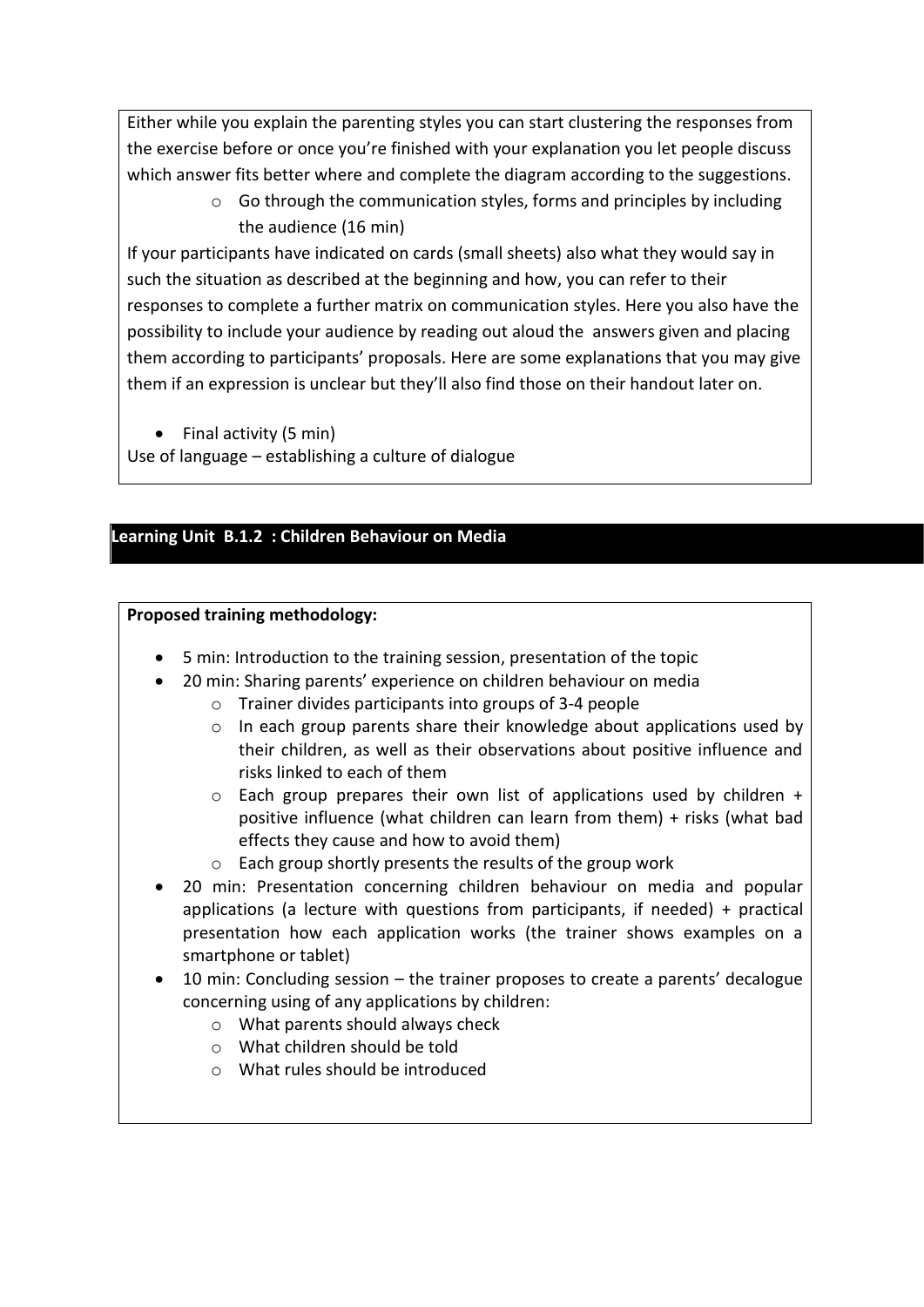Either while you explain the parenting styles you can start clustering the responses from the exercise before or once you're finished with your explanation you let people discuss which answer fits better where and complete the diagram according to the suggestions.

- Go through the communication styles, forms and principles by including the audience (16 min)

If your participants have indicated on cards (small sheets) also what they would say in such the situation as described at the beginning and how, you can refer to their responses to complete a further matrix on communication styles. Here you also have the possibility to include your audience by reading out aloud the answers given and placing them according to participants' proposals. Here are some explanations that you may give them if an expression is unclear but they'll also find those on their handout later on.

- Final activity (5 min)

Use of language – establishing a culture of dialogue

## Learning Unit B.1.2 : Children Behaviour on Media

**Proposed training methodology:**

- 5 min: Introduction to the training session, presentation of the topic
- 20 min: Sharing parents' experience on children behaviour on media
    - Trainer divides participants into groups of 3-4 people
    - In each group parents share their knowledge about applications used by their children, as well as their observations about positive influence and risks linked to each of them
    - Each group prepares their own list of applications used by children + positive influence (what children can learn from them) + risks (what bad effects they cause and how to avoid them)
    - Each group shortly presents the results of the group work
- 20 min: Presentation concerning children behaviour on media and popular applications (a lecture with questions from participants, if needed) + practical presentation how each application works (the trainer shows examples on a smartphone or tablet)
- 10 min: Concluding session – the trainer proposes to create a parents' decalogue concerning using of any applications by children:
    - What parents should always check
    - What children should be told
    - What rules should be introduced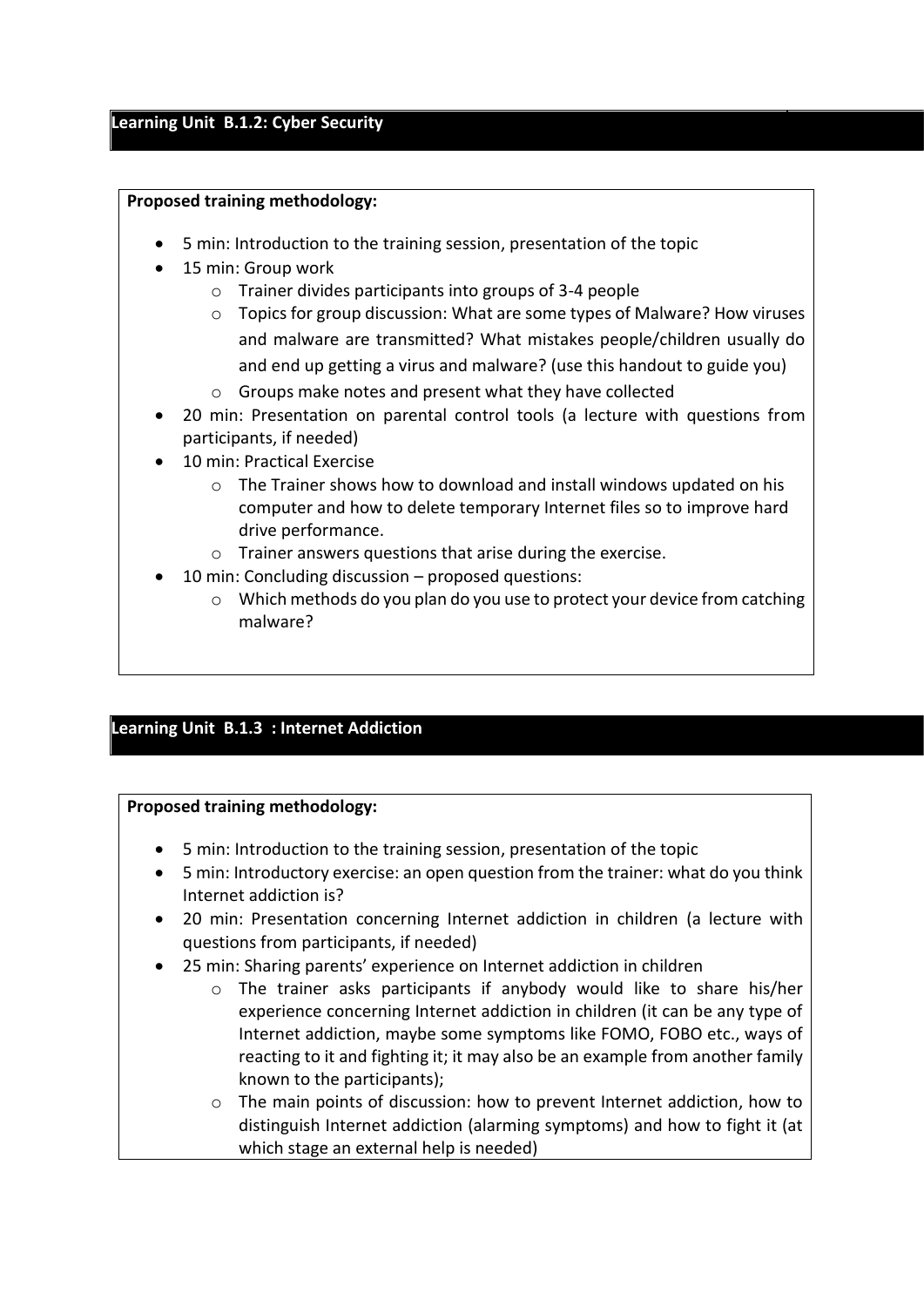## Learning Unit B.1.2: Cyber Security

**Proposed training methodology:**

- 5 min: Introduction to the training session, presentation of the topic
- 15 min: Group work
  - Trainer divides participants into groups of 3-4 people
  - Topics for group discussion: What are some types of Malware? How viruses and malware are transmitted? What mistakes people/children usually do and end up getting a virus and malware? (use this handout to guide you)
  - Groups make notes and present what they have collected
- 20 min: Presentation on parental control tools (a lecture with questions from participants, if needed)
- 10 min: Practical Exercise
  - The Trainer shows how to download and install windows updated on his computer and how to delete temporary Internet files so to improve hard drive performance.
  - Trainer answers questions that arise during the exercise.
- 10 min: Concluding discussion – proposed questions:
  - Which methods do you plan do you use to protect your device from catching malware?

## Learning Unit B.1.3 : Internet Addiction

**Proposed training methodology:**

- 5 min: Introduction to the training session, presentation of the topic
- 5 min: Introductory exercise: an open question from the trainer: what do you think Internet addiction is?
- 20 min: Presentation concerning Internet addiction in children (a lecture with questions from participants, if needed)
- 25 min: Sharing parents' experience on Internet addiction in children
  - The trainer asks participants if anybody would like to share his/her experience concerning Internet addiction in children (it can be any type of Internet addiction, maybe some symptoms like FOMO, FOBO etc., ways of reacting to it and fighting it; it may also be an example from another family known to the participants);
  - The main points of discussion: how to prevent Internet addiction, how to distinguish Internet addiction (alarming symptoms) and how to fight it (at which stage an external help is needed)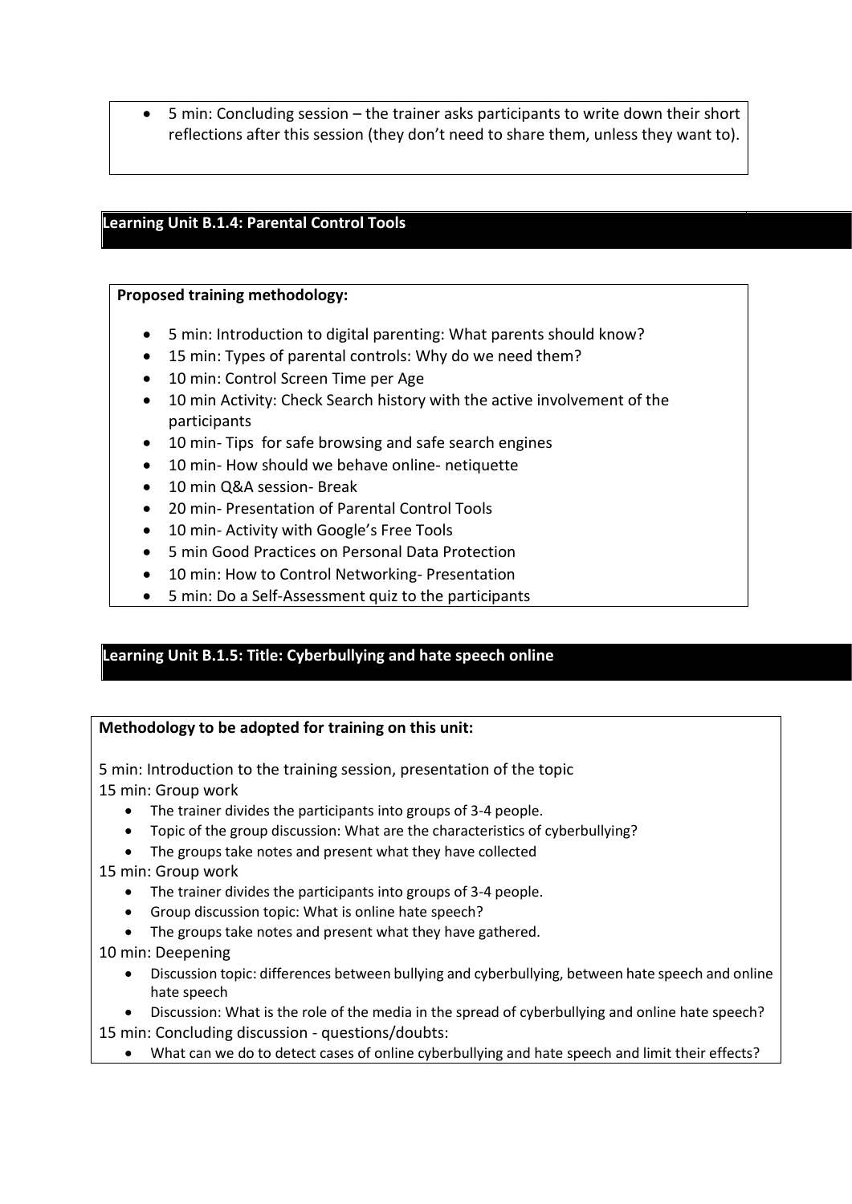- 5 min: Concluding session – the trainer asks participants to write down their short reflections after this session (they don't need to share them, unless they want to).

## Learning Unit B.1.4: Parental Control Tools

**Proposed training methodology:**

- 5 min: Introduction to digital parenting: What parents should know?
- 15 min: Types of parental controls: Why do we need them?
- 10 min: Control Screen Time per Age
- 10 min Activity: Check Search history with the active involvement of the participants
- 10 min- Tips for safe browsing and safe search engines
- 10 min- How should we behave online- netiquette
- 10 min Q&A session- Break
- 20 min- Presentation of Parental Control Tools
- 10 min- Activity with Google's Free Tools
- 5 min Good Practices on Personal Data Protection
- 10 min: How to Control Networking- Presentation
- 5 min: Do a Self-Assessment quiz to the participants

## Learning Unit B.1.5: Title: Cyberbullying and hate speech online

**Methodology to be adopted for training on this unit:**

5 min: Introduction to the training session, presentation of the topic

15 min: Group work

- The trainer divides the participants into groups of 3-4 people.
- Topic of the group discussion: What are the characteristics of cyberbullying?
- The groups take notes and present what they have collected

15 min: Group work

- The trainer divides the participants into groups of 3-4 people.
- Group discussion topic: What is online hate speech?
- The groups take notes and present what they have gathered.

10 min: Deepening

- Discussion topic: differences between bullying and cyberbullying, between hate speech and online hate speech
- Discussion: What is the role of the media in the spread of cyberbullying and online hate speech?

15 min: Concluding discussion - questions/doubts:

- What can we do to detect cases of online cyberbullying and hate speech and limit their effects?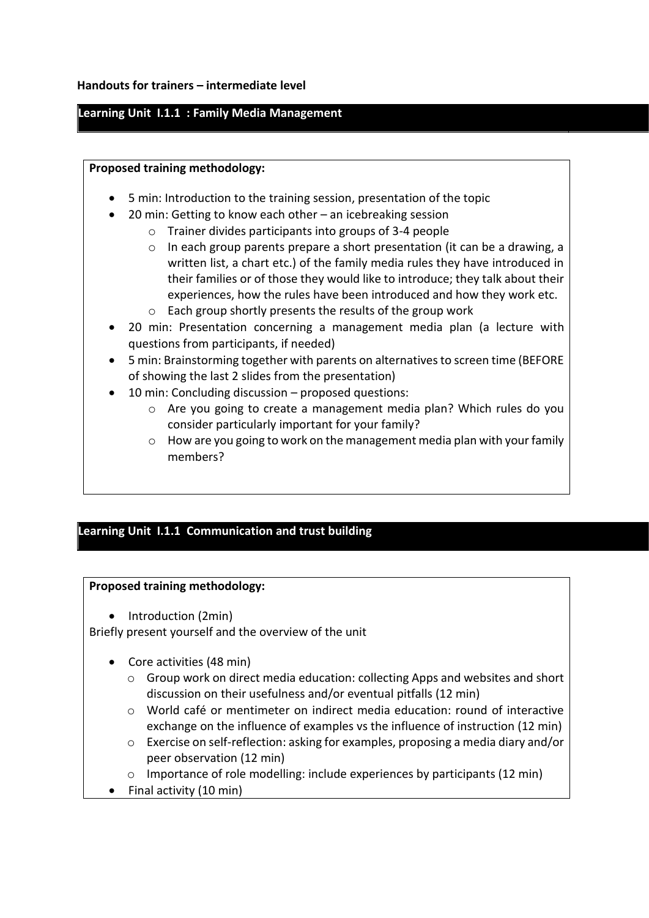**Handouts for trainers – intermediate level**

## Learning Unit I.1.1 : Family Media Management

**Proposed training methodology:**

- 5 min: Introduction to the training session, presentation of the topic
- 20 min: Getting to know each other – an icebreaking session
  - Trainer divides participants into groups of 3-4 people
  - In each group parents prepare a short presentation (it can be a drawing, a written list, a chart etc.) of the family media rules they have introduced in their families or of those they would like to introduce; they talk about their experiences, how the rules have been introduced and how they work etc.
  - Each group shortly presents the results of the group work
- 20 min: Presentation concerning a management media plan (a lecture with questions from participants, if needed)
- 5 min: Brainstorming together with parents on alternatives to screen time (BEFORE of showing the last 2 slides from the presentation)
- 10 min: Concluding discussion – proposed questions:
  - Are you going to create a management media plan? Which rules do you consider particularly important for your family?
  - How are you going to work on the management media plan with your family members?

## Learning Unit I.1.1 Communication and trust building

**Proposed training methodology:**

- Introduction (2min)

Briefly present yourself and the overview of the unit

- Core activities (48 min)
  - Group work on direct media education: collecting Apps and websites and short discussion on their usefulness and/or eventual pitfalls (12 min)
  - World café or mentimeter on indirect media education: round of interactive exchange on the influence of examples vs the influence of instruction (12 min)
  - Exercise on self-reflection: asking for examples, proposing a media diary and/or peer observation (12 min)
  - Importance of role modelling: include experiences by participants (12 min)
- Final activity (10 min)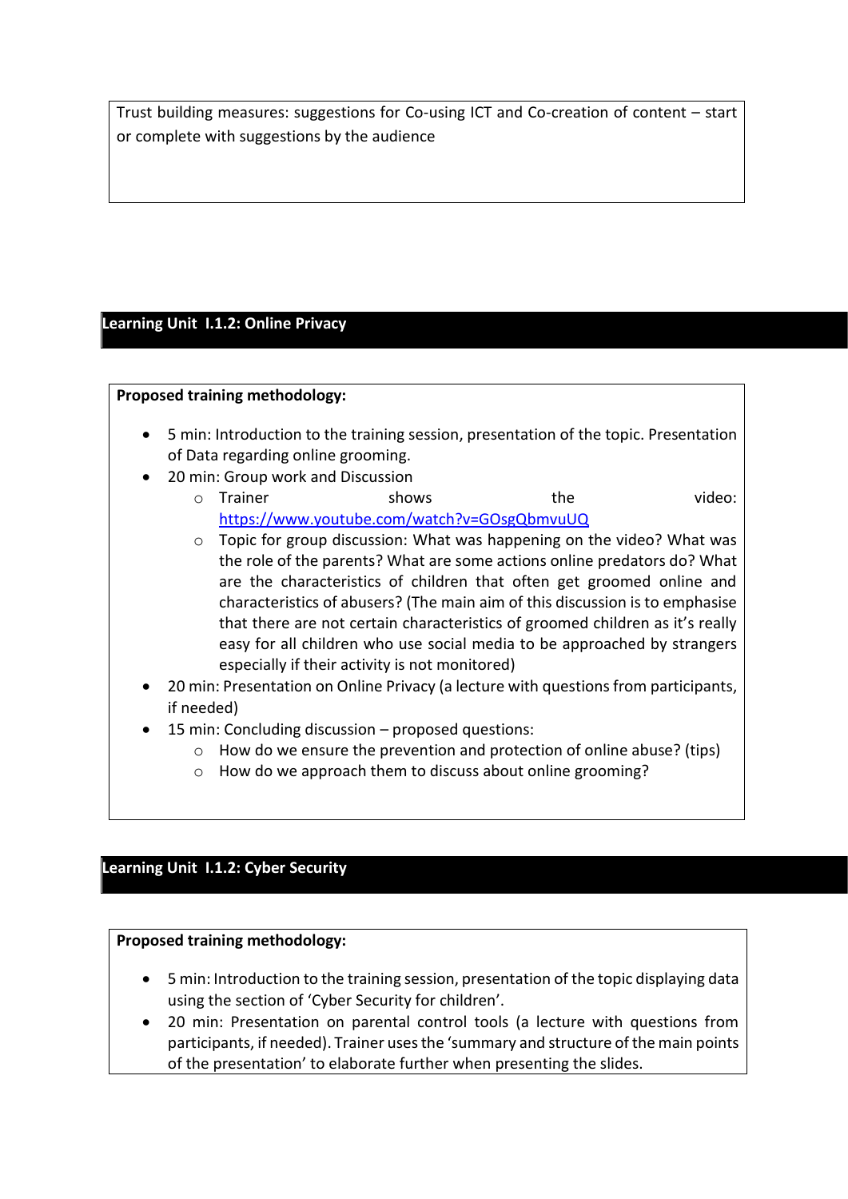Trust building measures: suggestions for Co-using ICT and Co-creation of content – start or complete with suggestions by the audience

## Learning Unit I.1.2: Online Privacy

**Proposed training methodology:**

- 5 min: Introduction to the training session, presentation of the topic. Presentation of Data regarding online grooming.
- 20 min: Group work and Discussion
  - Trainer shows the video: https://www.youtube.com/watch?v=GOsgQbmvuUQ
  - Topic for group discussion: What was happening on the video? What was the role of the parents? What are some actions online predators do? What are the characteristics of children that often get groomed online and characteristics of abusers? (The main aim of this discussion is to emphasise that there are not certain characteristics of groomed children as it's really easy for all children who use social media to be approached by strangers especially if their activity is not monitored)
- 20 min: Presentation on Online Privacy (a lecture with questions from participants, if needed)
- 15 min: Concluding discussion – proposed questions:
  - How do we ensure the prevention and protection of online abuse? (tips)
  - How do we approach them to discuss about online grooming?

## Learning Unit I.1.2: Cyber Security

**Proposed training methodology:**

- 5 min: Introduction to the training session, presentation of the topic displaying data using the section of 'Cyber Security for children'.
- 20 min: Presentation on parental control tools (a lecture with questions from participants, if needed). Trainer uses the 'summary and structure of the main points of the presentation' to elaborate further when presenting the slides.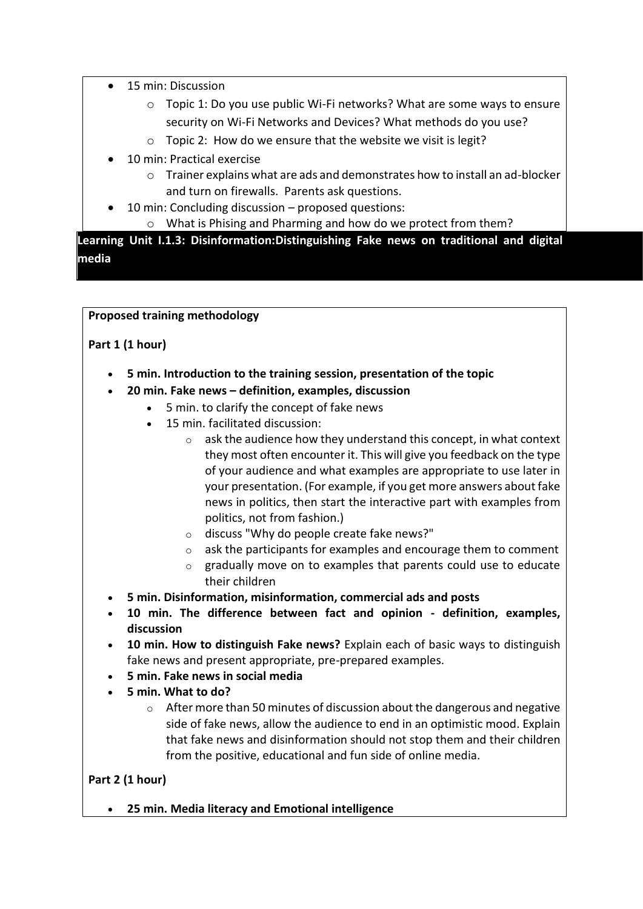- 15 min: Discussion
  - Topic 1: Do you use public Wi-Fi networks? What are some ways to ensure security on Wi-Fi Networks and Devices? What methods do you use?
  - Topic 2: How do we ensure that the website we visit is legit?
- 10 min: Practical exercise
  - Trainer explains what are ads and demonstrates how to install an ad-blocker and turn on firewalls. Parents ask questions.
- 10 min: Concluding discussion – proposed questions:
  - What is Phising and Pharming and how do we protect from them?

## Learning Unit I.1.3: Disinformation:Distinguishing Fake news on traditional and digital media

**Proposed training methodology**

**Part 1 (1 hour)**

- **5 min. Introduction to the training session, presentation of the topic**
- **20 min. Fake news – definition, examples, discussion**
  - 5 min. to clarify the concept of fake news
  - 15 min. facilitated discussion:
    - ask the audience how they understand this concept, in what context they most often encounter it. This will give you feedback on the type of your audience and what examples are appropriate to use later in your presentation. (For example, if you get more answers about fake news in politics, then start the interactive part with examples from politics, not from fashion.)
    - discuss "Why do people create fake news?"
    - ask the participants for examples and encourage them to comment
    - gradually move on to examples that parents could use to educate their children
- **5 min. Disinformation, misinformation, commercial ads and posts**
- **10 min. The difference between fact and opinion - definition, examples, discussion**
- **10 min. How to distinguish Fake news?** Explain each of basic ways to distinguish fake news and present appropriate, pre-prepared examples.
- **5 min. Fake news in social media**
- **5 min. What to do?**
  - After more than 50 minutes of discussion about the dangerous and negative side of fake news, allow the audience to end in an optimistic mood. Explain that fake news and disinformation should not stop them and their children from the positive, educational and fun side of online media.

**Part 2 (1 hour)**

- **25 min. Media literacy and Emotional intelligence**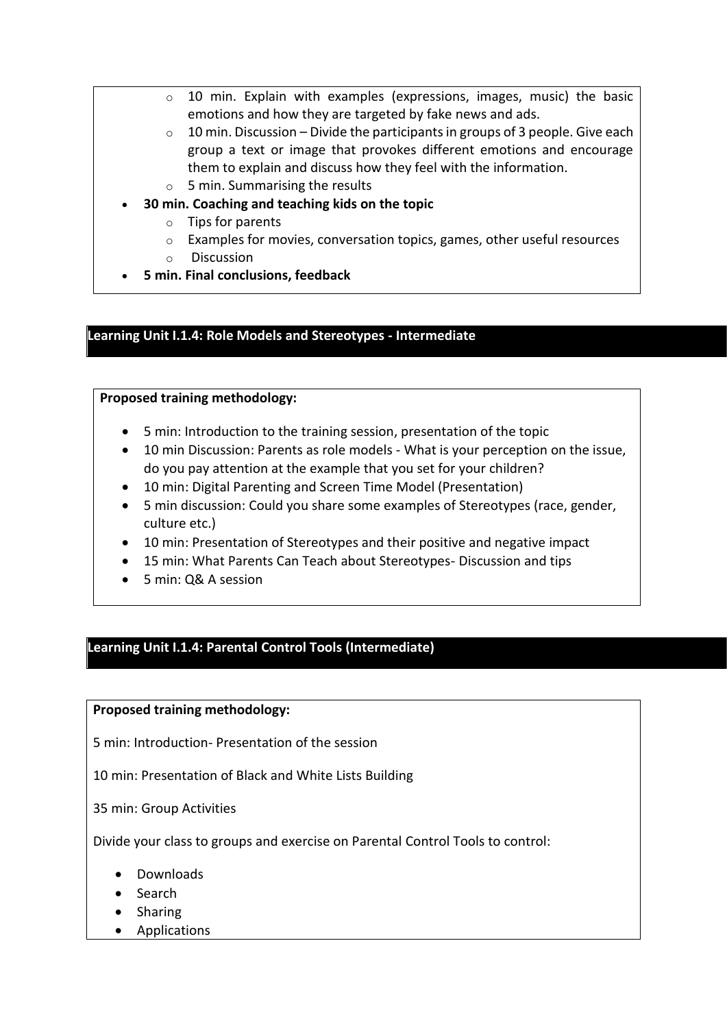- 10 min. Explain with examples (expressions, images, music) the basic emotions and how they are targeted by fake news and ads.
  - 10 min. Discussion – Divide the participants in groups of 3 people. Give each group a text or image that provokes different emotions and encourage them to explain and discuss how they feel with the information.
  - 5 min. Summarising the results
- **30 min. Coaching and teaching kids on the topic**
  - Tips for parents
  - Examples for movies, conversation topics, games, other useful resources
  - Discussion
- **5 min. Final conclusions, feedback**

## Learning Unit I.1.4: Role Models and Stereotypes - Intermediate

**Proposed training methodology:**

- 5 min: Introduction to the training session, presentation of the topic
- 10 min Discussion: Parents as role models - What is your perception on the issue, do you pay attention at the example that you set for your children?
- 10 min: Digital Parenting and Screen Time Model (Presentation)
- 5 min discussion: Could you share some examples of Stereotypes (race, gender, culture etc.)
- 10 min: Presentation of Stereotypes and their positive and negative impact
- 15 min: What Parents Can Teach about Stereotypes- Discussion and tips
- 5 min: Q& A session

## Learning Unit I.1.4: Parental Control Tools (Intermediate)

**Proposed training methodology:**

5 min: Introduction- Presentation of the session

10 min: Presentation of Black and White Lists Building

35 min: Group Activities

Divide your class to groups and exercise on Parental Control Tools to control:

- Downloads
- Search
- Sharing
- Applications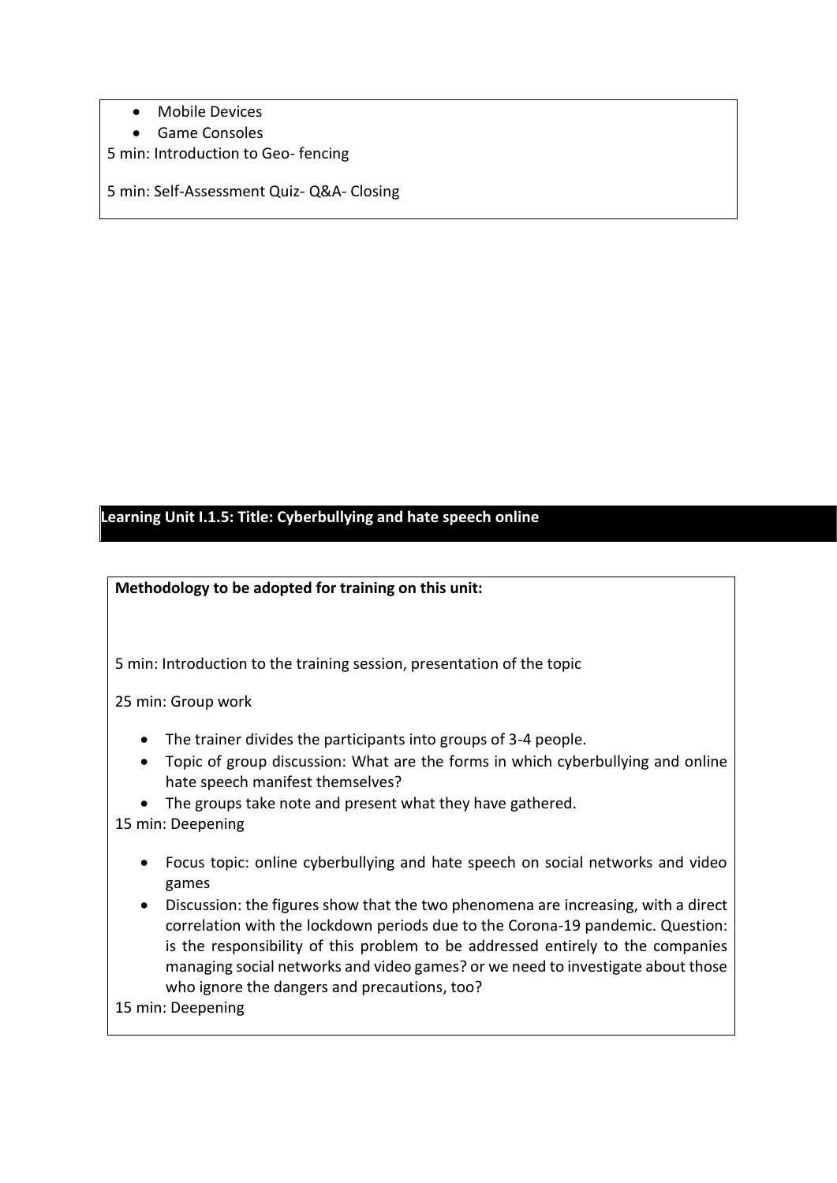- Mobile Devices
- Game Consoles

5 min: Introduction to Geo- fencing

5 min: Self-Assessment Quiz- Q&A- Closing

## Learning Unit I.1.5: Title: Cyberbullying and hate speech online

**Methodology to be adopted for training on this unit:**

5 min: Introduction to the training session, presentation of the topic

25 min: Group work

- The trainer divides the participants into groups of 3-4 people.
- Topic of group discussion: What are the forms in which cyberbullying and online hate speech manifest themselves?
- The groups take note and present what they have gathered.

15 min: Deepening

- Focus topic: online cyberbullying and hate speech on social networks and video games
- Discussion: the figures show that the two phenomena are increasing, with a direct correlation with the lockdown periods due to the Corona-19 pandemic. Question: is the responsibility of this problem to be addressed entirely to the companies managing social networks and video games? or we need to investigate about those who ignore the dangers and precautions, too?

15 min: Deepening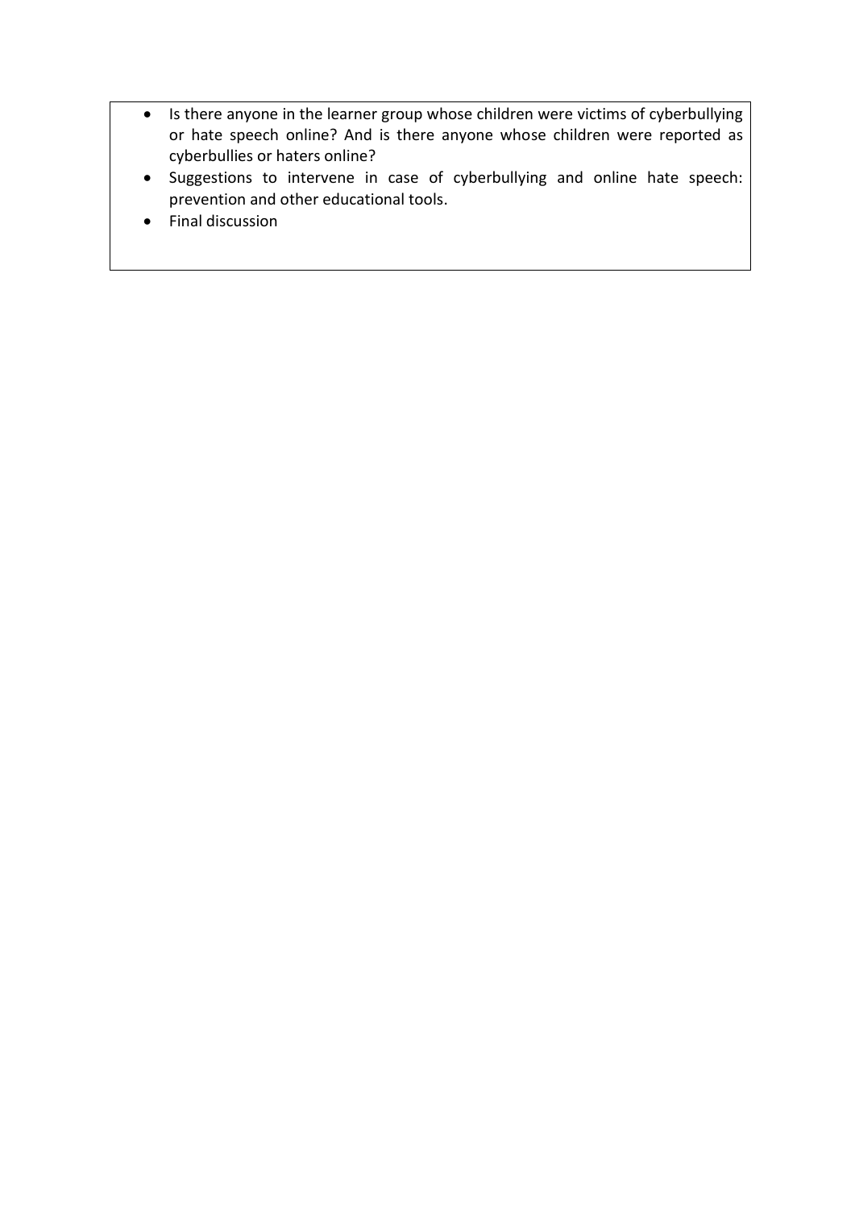- Is there anyone in the learner group whose children were victims of cyberbullying or hate speech online? And is there anyone whose children were reported as cyberbullies or haters online?
- Suggestions to intervene in case of cyberbullying and online hate speech: prevention and other educational tools.
- Final discussion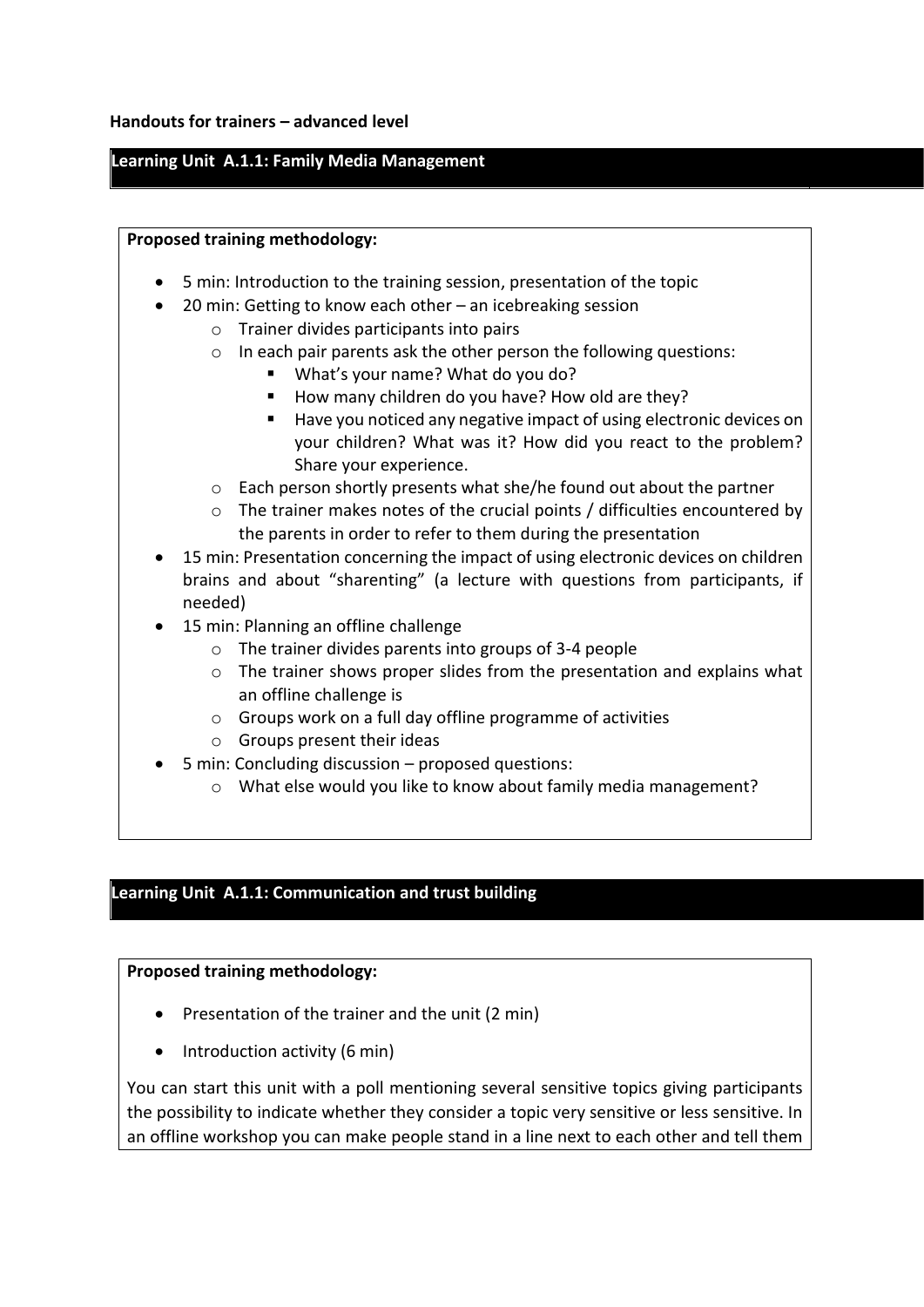**Handouts for trainers – advanced level**

## Learning Unit A.1.1: Family Media Management

**Proposed training methodology:**

- 5 min: Introduction to the training session, presentation of the topic
- 20 min: Getting to know each other – an icebreaking session
  - Trainer divides participants into pairs
  - In each pair parents ask the other person the following questions:
    - What's your name? What do you do?
    - How many children do you have? How old are they?
    - Have you noticed any negative impact of using electronic devices on your children? What was it? How did you react to the problem? Share your experience.
  - Each person shortly presents what she/he found out about the partner
  - The trainer makes notes of the crucial points / difficulties encountered by the parents in order to refer to them during the presentation
- 15 min: Presentation concerning the impact of using electronic devices on children brains and about "sharenting" (a lecture with questions from participants, if needed)
- 15 min: Planning an offline challenge
  - The trainer divides parents into groups of 3-4 people
  - The trainer shows proper slides from the presentation and explains what an offline challenge is
  - Groups work on a full day offline programme of activities
  - Groups present their ideas
- 5 min: Concluding discussion – proposed questions:
  - What else would you like to know about family media management?

## Learning Unit A.1.1: Communication and trust building

**Proposed training methodology:**

- Presentation of the trainer and the unit (2 min)
- Introduction activity (6 min)

You can start this unit with a poll mentioning several sensitive topics giving participants the possibility to indicate whether they consider a topic very sensitive or less sensitive. In an offline workshop you can make people stand in a line next to each other and tell them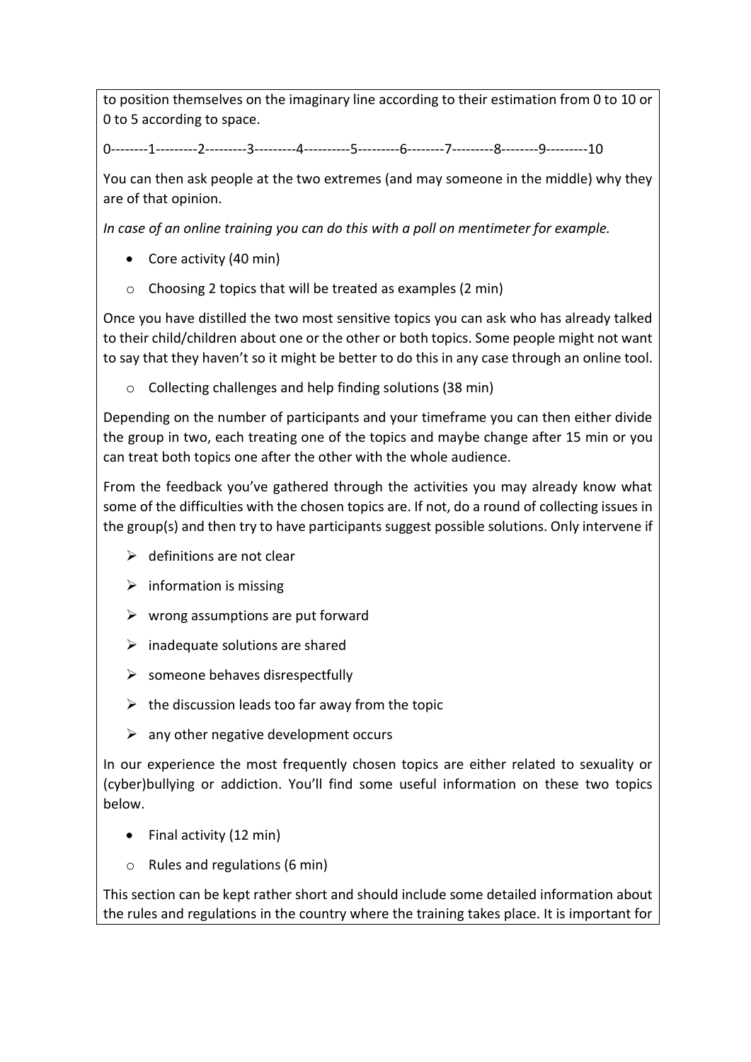to position themselves on the imaginary line according to their estimation from 0 to 10 or 0 to 5 according to space.

0--------1---------2---------3---------4----------5---------6--------7---------8--------9---------10

You can then ask people at the two extremes (and may someone in the middle) why they are of that opinion.

*In case of an online training you can do this with a poll on mentimeter for example.*

- Core activity (40 min)
  - Choosing 2 topics that will be treated as examples (2 min)

Once you have distilled the two most sensitive topics you can ask who has already talked to their child/children about one or the other or both topics. Some people might not want to say that they haven't so it might be better to do this in any case through an online tool.

  - Collecting challenges and help finding solutions (38 min)

Depending on the number of participants and your timeframe you can then either divide the group in two, each treating one of the topics and maybe change after 15 min or you can treat both topics one after the other with the whole audience.

From the feedback you've gathered through the activities you may already know what some of the difficulties with the chosen topics are. If not, do a round of collecting issues in the group(s) and then try to have participants suggest possible solutions. Only intervene if

- definitions are not clear
- information is missing
- wrong assumptions are put forward
- inadequate solutions are shared
- someone behaves disrespectfully
- the discussion leads too far away from the topic
- any other negative development occurs

In our experience the most frequently chosen topics are either related to sexuality or (cyber)bullying or addiction. You'll find some useful information on these two topics below.

- Final activity (12 min)
  - Rules and regulations (6 min)

This section can be kept rather short and should include some detailed information about the rules and regulations in the country where the training takes place. It is important for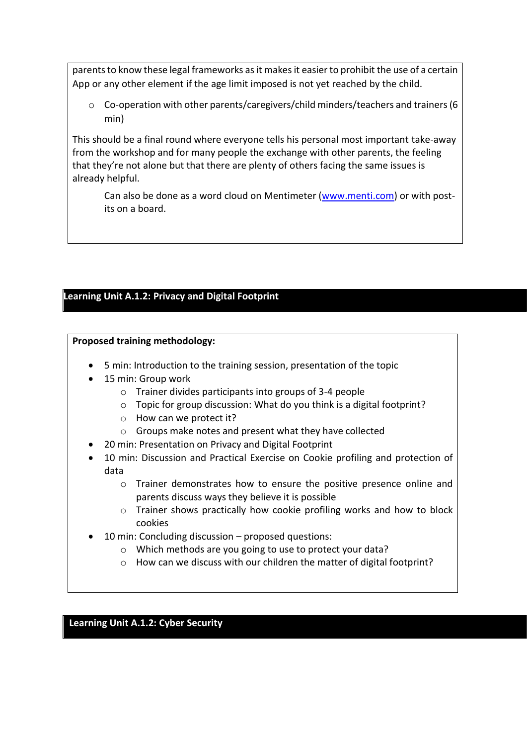parents to know these legal frameworks as it makes it easier to prohibit the use of a certain App or any other element if the age limit imposed is not yet reached by the child.

- Co-operation with other parents/caregivers/child minders/teachers and trainers (6 min)

This should be a final round where everyone tells his personal most important take-away from the workshop and for many people the exchange with other parents, the feeling that they're not alone but that there are plenty of others facing the same issues is already helpful.

Can also be done as a word cloud on Mentimeter (www.menti.com) or with post-its on a board.

## Learning Unit A.1.2: Privacy and Digital Footprint

**Proposed training methodology:**

- 5 min: Introduction to the training session, presentation of the topic
- 15 min: Group work
  - Trainer divides participants into groups of 3-4 people
  - Topic for group discussion: What do you think is a digital footprint?
  - How can we protect it?
  - Groups make notes and present what they have collected
- 20 min: Presentation on Privacy and Digital Footprint
- 10 min: Discussion and Practical Exercise on Cookie profiling and protection of data
  - Trainer demonstrates how to ensure the positive presence online and parents discuss ways they believe it is possible
  - Trainer shows practically how cookie profiling works and how to block cookies
- 10 min: Concluding discussion – proposed questions:
  - Which methods are you going to use to protect your data?
  - How can we discuss with our children the matter of digital footprint?

## Learning Unit A.1.2: Cyber Security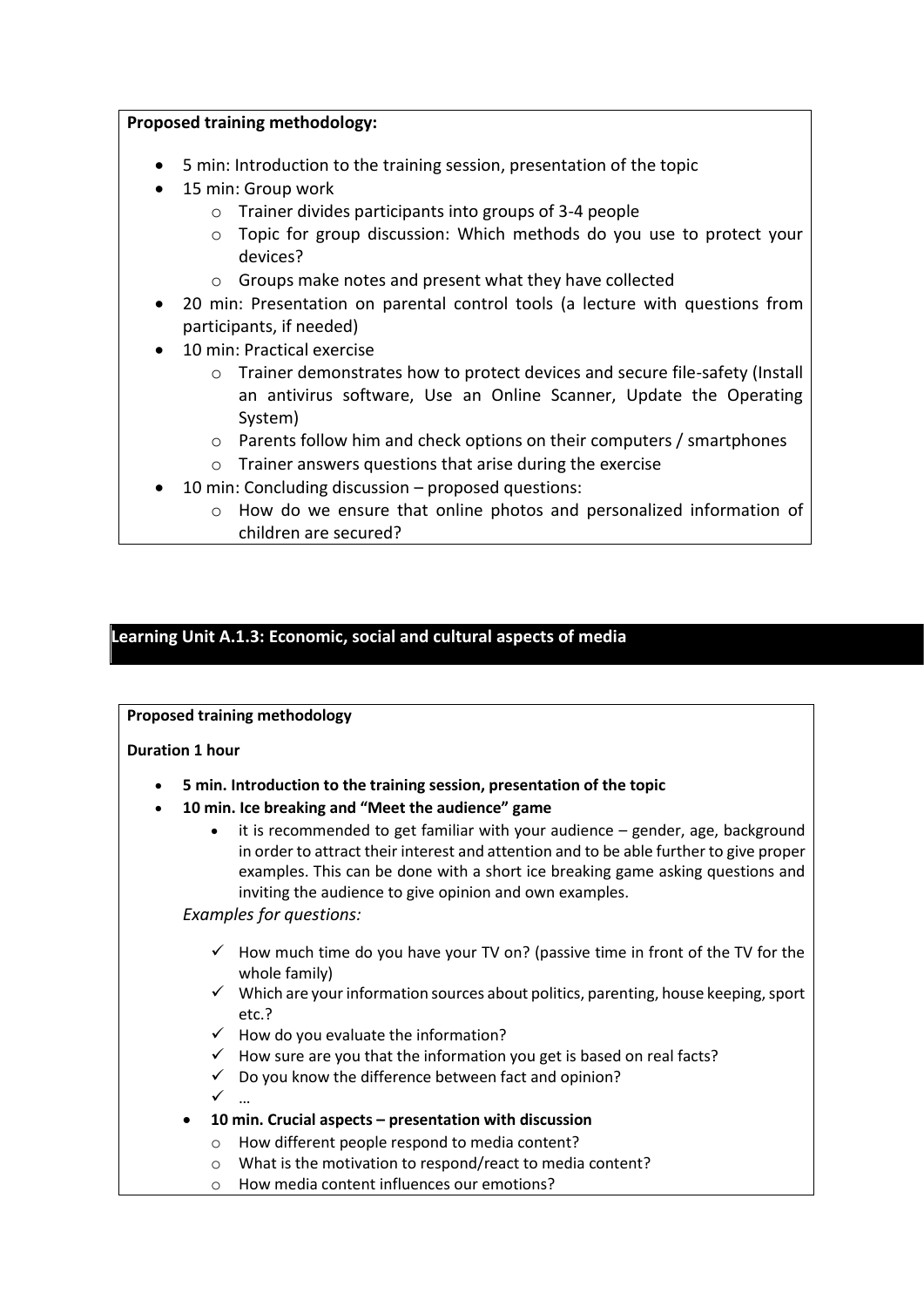**Proposed training methodology:**

- 5 min: Introduction to the training session, presentation of the topic
- 15 min: Group work
    - Trainer divides participants into groups of 3-4 people
    - Topic for group discussion: Which methods do you use to protect your devices?
    - Groups make notes and present what they have collected
- 20 min: Presentation on parental control tools (a lecture with questions from participants, if needed)
- 10 min: Practical exercise
    - Trainer demonstrates how to protect devices and secure file-safety (Install an antivirus software, Use an Online Scanner, Update the Operating System)
    - Parents follow him and check options on their computers / smartphones
    - Trainer answers questions that arise during the exercise
- 10 min: Concluding discussion – proposed questions:
    - How do we ensure that online photos and personalized information of children are secured?

## Learning Unit A.1.3: Economic, social and cultural aspects of media

**Proposed training methodology**

**Duration 1 hour**

- **5 min. Introduction to the training session, presentation of the topic**
- **10 min. Ice breaking and "Meet the audience" game**
    - it is recommended to get familiar with your audience – gender, age, background in order to attract their interest and attention and to be able further to give proper examples. This can be done with a short ice breaking game asking questions and inviting the audience to give opinion and own examples.

  *Examples for questions:*

    - ✓ How much time do you have your TV on? (passive time in front of the TV for the whole family)
    - ✓ Which are your information sources about politics, parenting, house keeping, sport etc.?
    - ✓ How do you evaluate the information?
    - ✓ How sure are you that the information you get is based on real facts?
    - ✓ Do you know the difference between fact and opinion?
    - ✓ …
- **10 min. Crucial aspects – presentation with discussion**
    - How different people respond to media content?
    - What is the motivation to respond/react to media content?
    - How media content influences our emotions?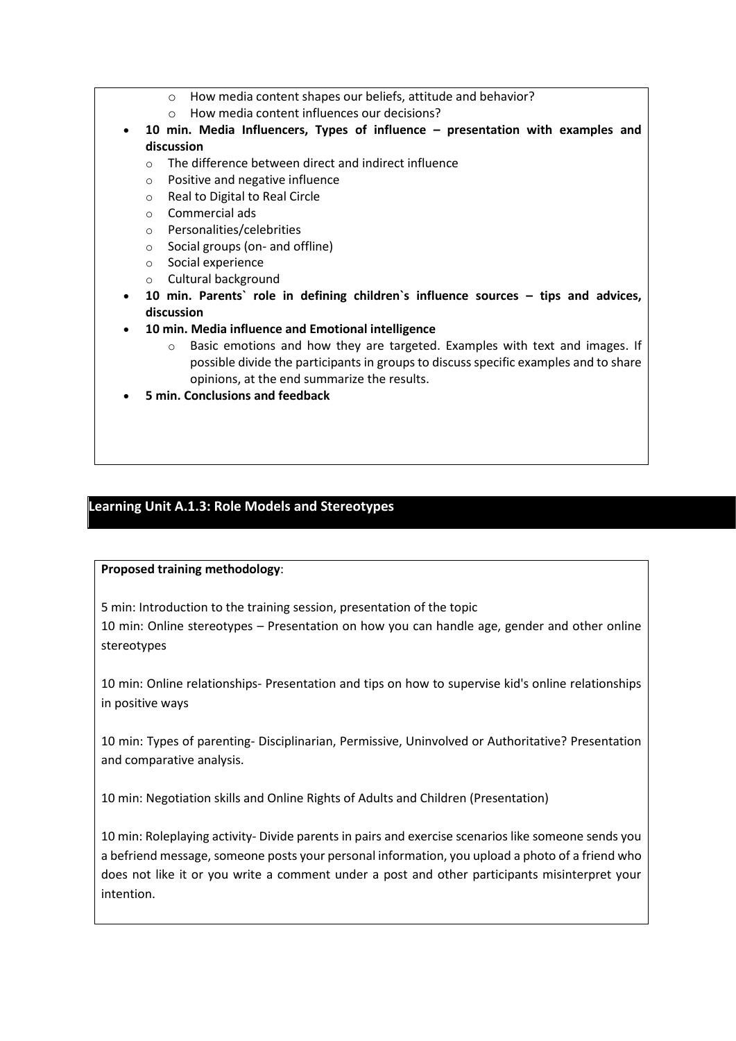- How media content shapes our beliefs, attitude and behavior?
- How media content influences our decisions?

- **10 min. Media Influencers, Types of influence – presentation with examples and discussion**
  - The difference between direct and indirect influence
  - Positive and negative influence
  - Real to Digital to Real Circle
  - Commercial ads
  - Personalities/celebrities
  - Social groups (on- and offline)
  - Social experience
  - Cultural background
- **10 min. Parents` role in defining children`s influence sources – tips and advices, discussion**
- **10 min. Media influence and Emotional intelligence**
  - Basic emotions and how they are targeted. Examples with text and images. If possible divide the participants in groups to discuss specific examples and to share opinions, at the end summarize the results.
- **5 min. Conclusions and feedback**

## Learning Unit A.1.3: Role Models and Stereotypes

**Proposed training methodology**:

5 min: Introduction to the training session, presentation of the topic
10 min: Online stereotypes – Presentation on how you can handle age, gender and other online stereotypes

10 min: Online relationships- Presentation and tips on how to supervise kid's online relationships in positive ways

10 min: Types of parenting- Disciplinarian, Permissive, Uninvolved or Authoritative? Presentation and comparative analysis.

10 min: Negotiation skills and Online Rights of Adults and Children (Presentation)

10 min: Roleplaying activity- Divide parents in pairs and exercise scenarios like someone sends you a befriend message, someone posts your personal information, you upload a photo of a friend who does not like it or you write a comment under a post and other participants misinterpret your intention.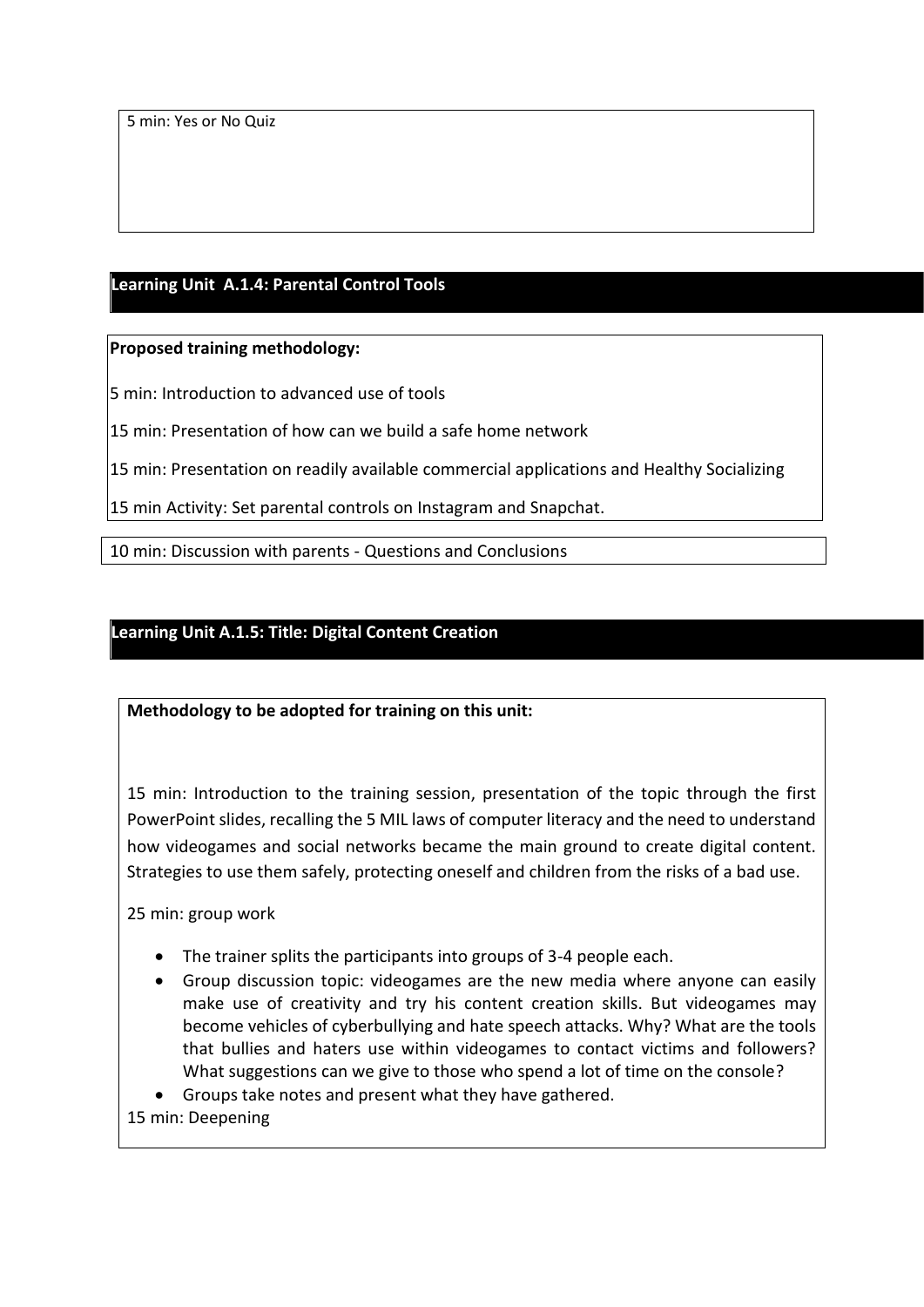5 min: Yes or No Quiz

## Learning Unit A.1.4: Parental Control Tools

**Proposed training methodology:**

5 min: Introduction to advanced use of tools

15 min: Presentation of how can we build a safe home network

15 min: Presentation on readily available commercial applications and Healthy Socializing

15 min Activity: Set parental controls on Instagram and Snapchat.

10 min: Discussion with parents - Questions and Conclusions

## Learning Unit A.1.5: Title: Digital Content Creation

**Methodology to be adopted for training on this unit:**

15 min: Introduction to the training session, presentation of the topic through the first PowerPoint slides, recalling the 5 MIL laws of computer literacy and the need to understand how videogames and social networks became the main ground to create digital content. Strategies to use them safely, protecting oneself and children from the risks of a bad use.

25 min: group work

- The trainer splits the participants into groups of 3-4 people each.
- Group discussion topic: videogames are the new media where anyone can easily make use of creativity and try his content creation skills. But videogames may become vehicles of cyberbullying and hate speech attacks. Why? What are the tools that bullies and haters use within videogames to contact victims and followers? What suggestions can we give to those who spend a lot of time on the console?
- Groups take notes and present what they have gathered.

15 min: Deepening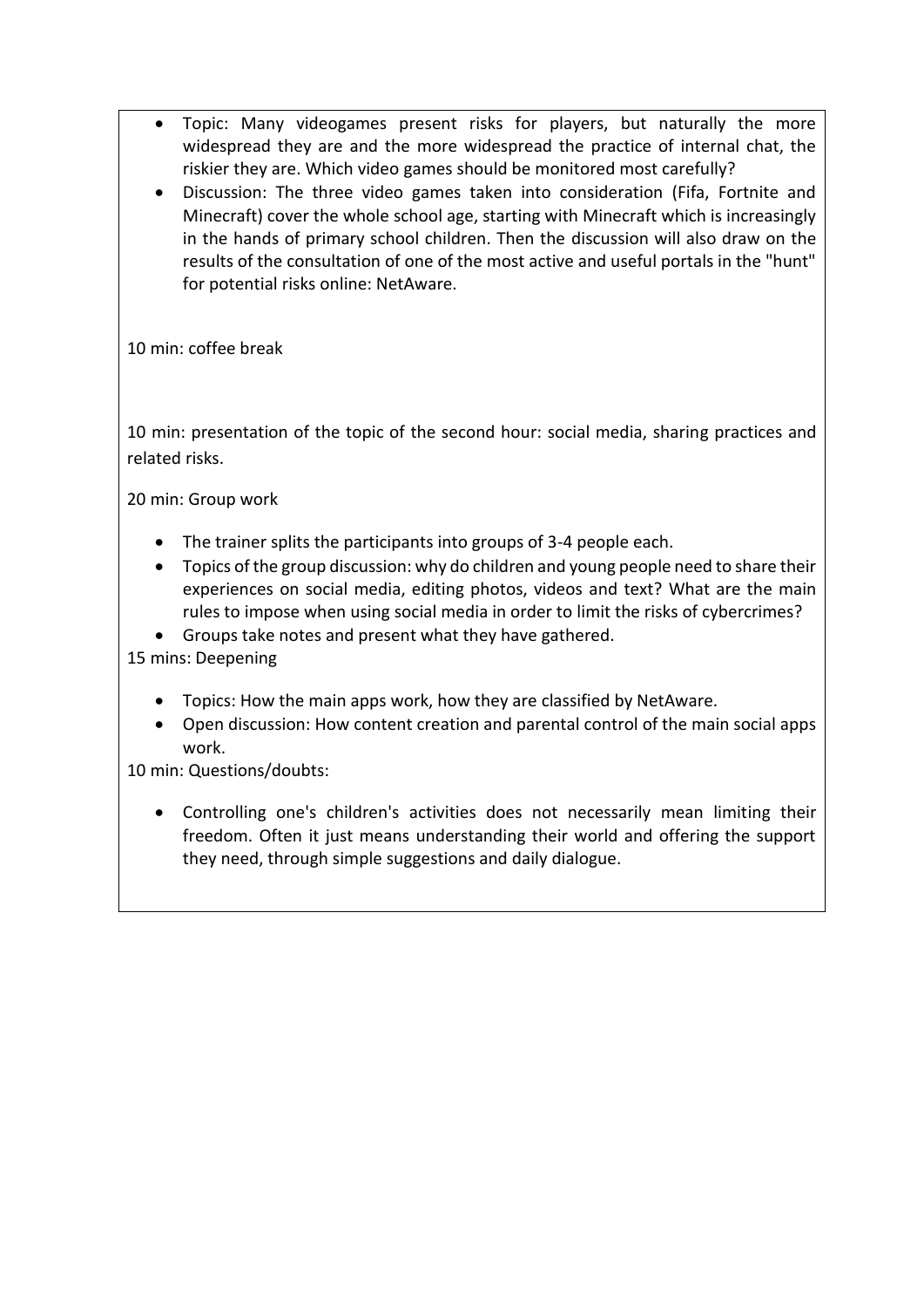- Topic: Many videogames present risks for players, but naturally the more widespread they are and the more widespread the practice of internal chat, the riskier they are. Which video games should be monitored most carefully?
- Discussion: The three video games taken into consideration (Fifa, Fortnite and Minecraft) cover the whole school age, starting with Minecraft which is increasingly in the hands of primary school children. Then the discussion will also draw on the results of the consultation of one of the most active and useful portals in the "hunt" for potential risks online: NetAware.

10 min: coffee break

10 min: presentation of the topic of the second hour: social media, sharing practices and related risks.

20 min: Group work

- The trainer splits the participants into groups of 3-4 people each.
- Topics of the group discussion: why do children and young people need to share their experiences on social media, editing photos, videos and text? What are the main rules to impose when using social media in order to limit the risks of cybercrimes?
- Groups take notes and present what they have gathered.

15 mins: Deepening

- Topics: How the main apps work, how they are classified by NetAware.
- Open discussion: How content creation and parental control of the main social apps work.

10 min: Questions/doubts:

- Controlling one's children's activities does not necessarily mean limiting their freedom. Often it just means understanding their world and offering the support they need, through simple suggestions and daily dialogue.